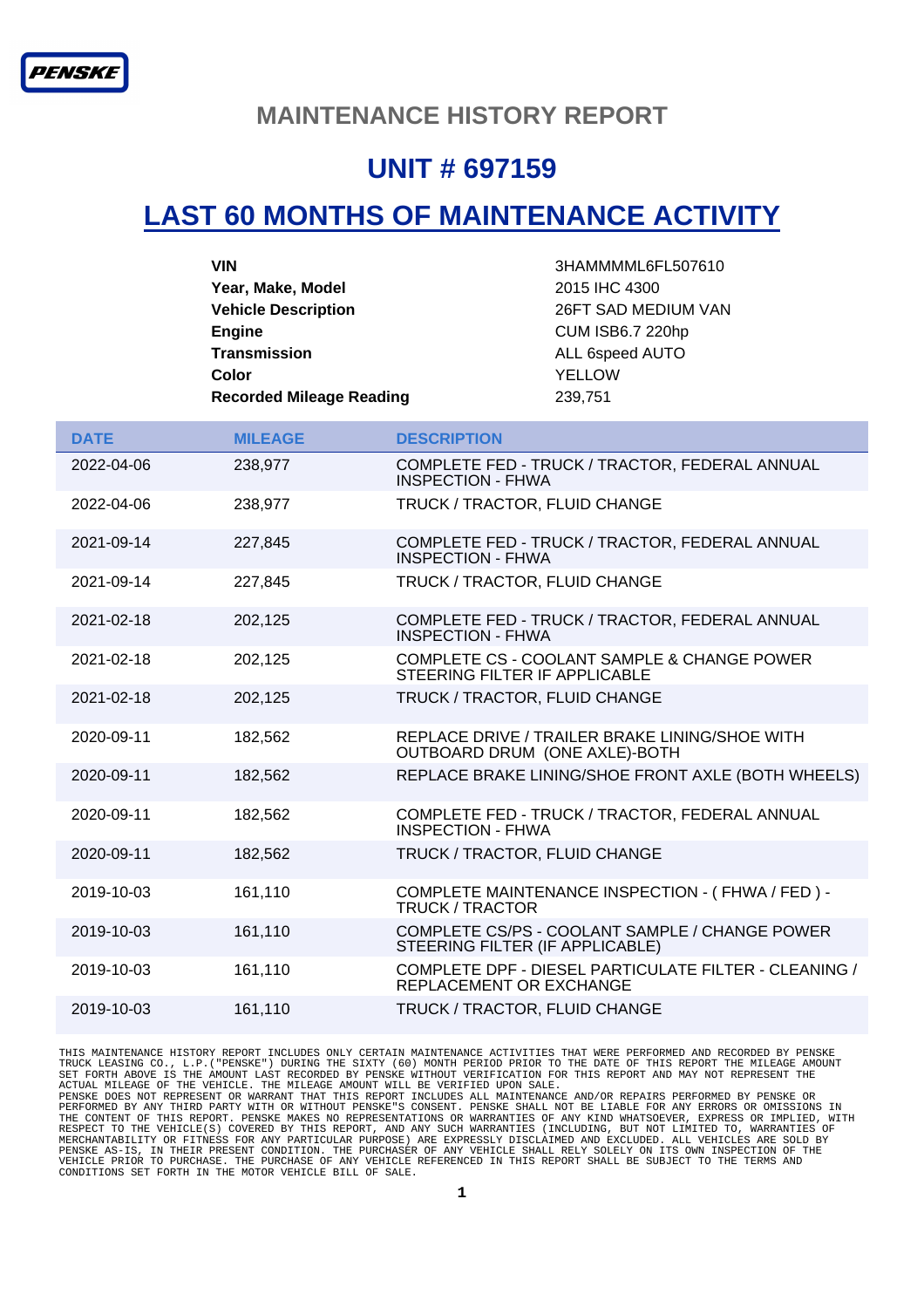PENSKE

## MAINTENANCE HISTORY REPORT

# UNIT # 697159

# LAST 60 MONTHS OF MAINTENANCE ACTIVITY

| | |
|---|---|
| **VIN** | 3HAMMMML6FL507610 |
| **Year, Make, Model** | 2015 IHC 4300 |
| **Vehicle Description** | 26FT SAD MEDIUM VAN |
| **Engine** | CUM ISB6.7 220hp |
| **Transmission** | ALL 6speed AUTO |
| **Color** | YELLOW |
| **Recorded Mileage Reading** | 239,751 |

| DATE | MILEAGE | DESCRIPTION |
|---|---|---|
| 2022-04-06 | 238,977 | COMPLETE FED - TRUCK / TRACTOR, FEDERAL ANNUAL INSPECTION - FHWA |
| 2022-04-06 | 238,977 | TRUCK / TRACTOR, FLUID CHANGE |
| 2021-09-14 | 227,845 | COMPLETE FED - TRUCK / TRACTOR, FEDERAL ANNUAL INSPECTION - FHWA |
| 2021-09-14 | 227,845 | TRUCK / TRACTOR, FLUID CHANGE |
| 2021-02-18 | 202,125 | COMPLETE FED - TRUCK / TRACTOR, FEDERAL ANNUAL INSPECTION - FHWA |
| 2021-02-18 | 202,125 | COMPLETE CS - COOLANT SAMPLE & CHANGE POWER STEERING FILTER IF APPLICABLE |
| 2021-02-18 | 202,125 | TRUCK / TRACTOR, FLUID CHANGE |
| 2020-09-11 | 182,562 | REPLACE DRIVE / TRAILER BRAKE LINING/SHOE WITH OUTBOARD DRUM (ONE AXLE)-BOTH |
| 2020-09-11 | 182,562 | REPLACE BRAKE LINING/SHOE FRONT AXLE (BOTH WHEELS) |
| 2020-09-11 | 182,562 | COMPLETE FED - TRUCK / TRACTOR, FEDERAL ANNUAL INSPECTION - FHWA |
| 2020-09-11 | 182,562 | TRUCK / TRACTOR, FLUID CHANGE |
| 2019-10-03 | 161,110 | COMPLETE MAINTENANCE INSPECTION - ( FHWA / FED ) - TRUCK / TRACTOR |
| 2019-10-03 | 161,110 | COMPLETE CS/PS - COOLANT SAMPLE / CHANGE POWER STEERING FILTER (IF APPLICABLE) |
| 2019-10-03 | 161,110 | COMPLETE DPF - DIESEL PARTICULATE FILTER - CLEANING / REPLACEMENT OR EXCHANGE |
| 2019-10-03 | 161,110 | TRUCK / TRACTOR, FLUID CHANGE |

THIS MAINTENANCE HISTORY REPORT INCLUDES ONLY CERTAIN MAINTENANCE ACTIVITIES THAT WERE PERFORMED AND RECORDED BY PENSKE TRUCK LEASING CO., L.P.("PENSKE") DURING THE SIXTY (60) MONTH PERIOD PRIOR TO THE DATE OF THIS REPORT THE MILEAGE AMOUNT SET FORTH ABOVE IS THE AMOUNT LAST RECORDED BY PENSKE WITHOUT VERIFICATION FOR THIS REPORT AND MAY NOT REPRESENT THE ACTUAL MILEAGE OF THE VEHICLE. THE MILEAGE AMOUNT WILL BE VERIFIED UPON SALE.
PENSKE DOES NOT REPRESENT OR WARRANT THAT THIS REPORT INCLUDES ALL MAINTENANCE AND/OR REPAIRS PERFORMED BY PENSKE OR PERFORMED BY ANY THIRD PARTY WITH OR WITHOUT PENSKE"S CONSENT. PENSKE SHALL NOT BE LIABLE FOR ANY ERRORS OR OMISSIONS IN THE CONTENT OF THIS REPORT. PENSKE MAKES NO REPRESENTATIONS OR WARRANTIES OF ANY KIND WHATSOEVER, EXPRESS OR IMPLIED, WITH RESPECT TO THE VEHICLE(S) COVERED BY THIS REPORT, AND ANY SUCH WARRANTIES (INCLUDING, BUT NOT LIMITED TO, WARRANTIES OF MERCHANTABILITY OR FITNESS FOR ANY PARTICULAR PURPOSE) ARE EXPRESSLY DISCLAIMED AND EXCLUDED. ALL VEHICLES ARE SOLD BY PENSKE AS-IS, IN THEIR PRESENT CONDITION. THE PURCHASER OF ANY VEHICLE SHALL RELY SOLELY ON ITS OWN INSPECTION OF THE VEHICLE PRIOR TO PURCHASE. THE PURCHASE OF ANY VEHICLE REFERENCED IN THIS REPORT SHALL BE SUBJECT TO THE TERMS AND CONDITIONS SET FORTH IN THE MOTOR VEHICLE BILL OF SALE.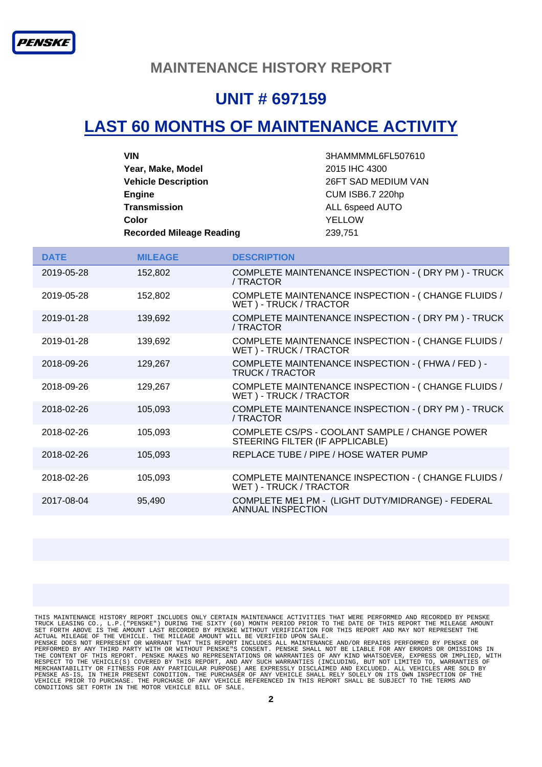PENSKE

## MAINTENANCE HISTORY REPORT

## UNIT # 697159

## LAST 60 MONTHS OF MAINTENANCE ACTIVITY

| | |
|---|---|
| **VIN** | 3HAMMMML6FL507610 |
| **Year, Make, Model** | 2015 IHC 4300 |
| **Vehicle Description** | 26FT SAD MEDIUM VAN |
| **Engine** | CUM ISB6.7 220hp |
| **Transmission** | ALL 6speed AUTO |
| **Color** | YELLOW |
| **Recorded Mileage Reading** | 239,751 |

| DATE | MILEAGE | DESCRIPTION |
|---|---|---|
| 2019-05-28 | 152,802 | COMPLETE MAINTENANCE INSPECTION - ( DRY PM ) - TRUCK / TRACTOR |
| 2019-05-28 | 152,802 | COMPLETE MAINTENANCE INSPECTION - ( CHANGE FLUIDS / WET ) - TRUCK / TRACTOR |
| 2019-01-28 | 139,692 | COMPLETE MAINTENANCE INSPECTION - ( DRY PM ) - TRUCK / TRACTOR |
| 2019-01-28 | 139,692 | COMPLETE MAINTENANCE INSPECTION - ( CHANGE FLUIDS / WET ) - TRUCK / TRACTOR |
| 2018-09-26 | 129,267 | COMPLETE MAINTENANCE INSPECTION - ( FHWA / FED ) - TRUCK / TRACTOR |
| 2018-09-26 | 129,267 | COMPLETE MAINTENANCE INSPECTION - ( CHANGE FLUIDS / WET ) - TRUCK / TRACTOR |
| 2018-02-26 | 105,093 | COMPLETE MAINTENANCE INSPECTION - ( DRY PM ) - TRUCK / TRACTOR |
| 2018-02-26 | 105,093 | COMPLETE CS/PS - COOLANT SAMPLE / CHANGE POWER STEERING FILTER (IF APPLICABLE) |
| 2018-02-26 | 105,093 | REPLACE TUBE / PIPE / HOSE WATER PUMP |
| 2018-02-26 | 105,093 | COMPLETE MAINTENANCE INSPECTION - ( CHANGE FLUIDS / WET ) - TRUCK / TRACTOR |
| 2017-08-04 | 95,490 | COMPLETE ME1 PM - (LIGHT DUTY/MIDRANGE) - FEDERAL ANNUAL INSPECTION |

THIS MAINTENANCE HISTORY REPORT INCLUDES ONLY CERTAIN MAINTENANCE ACTIVITIES THAT WERE PERFORMED AND RECORDED BY PENSKE TRUCK LEASING CO., L.P.("PENSKE") DURING THE SIXTY (60) MONTH PERIOD PRIOR TO THE DATE OF THIS REPORT THE MILEAGE AMOUNT SET FORTH ABOVE IS THE AMOUNT LAST RECORDED BY PENSKE WITHOUT VERIFICATION FOR THIS REPORT AND MAY NOT REPRESENT THE ACTUAL MILEAGE OF THE VEHICLE. THE MILEAGE AMOUNT WILL BE VERIFIED UPON SALE.
PENSKE DOES NOT REPRESENT OR WARRANT THAT THIS REPORT INCLUDES ALL MAINTENANCE AND/OR REPAIRS PERFORMED BY PENSKE OR PERFORMED BY ANY THIRD PARTY WITH OR WITHOUT PENSKE"S CONSENT. PENSKE SHALL NOT BE LIABLE FOR ANY ERRORS OR OMISSIONS IN THE CONTENT OF THIS REPORT. PENSKE MAKES NO REPRESENTATIONS OR WARRANTIES OF ANY KIND WHATSOEVER, EXPRESS OR IMPLIED, WITH RESPECT TO THE VEHICLE(S) COVERED BY THIS REPORT, AND ANY SUCH WARRANTIES (INCLUDING, BUT NOT LIMITED TO, WARRANTIES OF MERCHANTABILITY OR FITNESS FOR ANY PARTICULAR PURPOSE) ARE EXPRESSLY DISCLAIMED AND EXCLUDED. ALL VEHICLES ARE SOLD BY PENSKE AS-IS, IN THEIR PRESENT CONDITION. THE PURCHASER OF ANY VEHICLE SHALL RELY SOLELY ON ITS OWN INSPECTION OF THE VEHICLE PRIOR TO PURCHASE. THE PURCHASE OF ANY VEHICLE REFERENCED IN THIS REPORT SHALL BE SUBJECT TO THE TERMS AND CONDITIONS SET FORTH IN THE MOTOR VEHICLE BILL OF SALE.